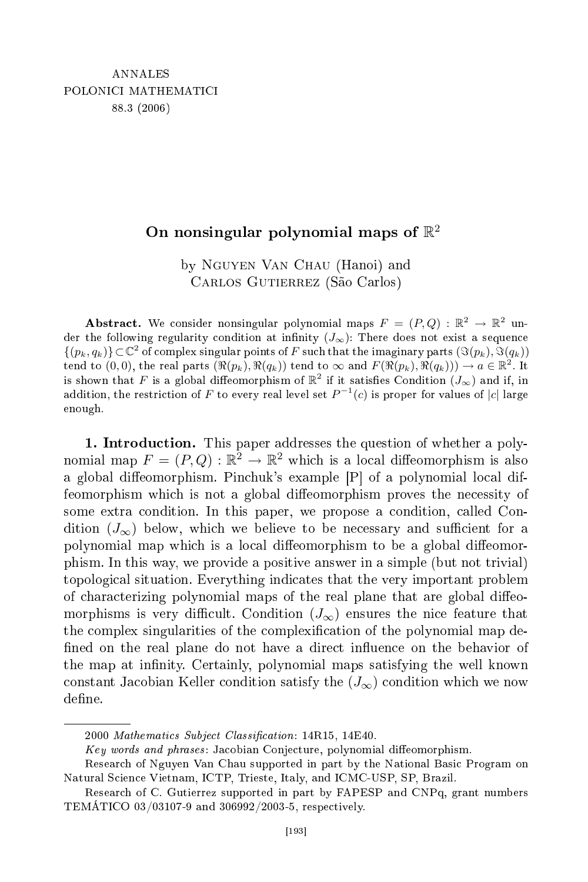# On nonsingular polynomial maps of $\mathbb{R}^2$

by Nguyen Van Chau (Hanoi) and Carlos Gutierrez (São Carlos)

**Abstract.** We consider nonsingular polynomial maps $F = (P, Q) : \mathbb{R}^2 \to \mathbb{R}^2$ under the following regularity condition at infinity $(J_\infty)$: There does not exist a sequence $\{(p_k, q_k)\} \subset \mathbb{C}^2$ of complex singular points of $F$ such that the imaginary parts $(\Im(p_k), \Im(q_k))$ tend to $(0, 0)$, the real parts $(\Re(p_k), \Re(q_k))$ tend to $\infty$ and $F(\Re(p_k), \Re(q_k))) \to a \in \mathbb{R}^2$. It is shown that $F$ is a global diffeomorphism of $\mathbb{R}^2$ if it satisfies Condition $(J_\infty)$ and if, in addition, the restriction of $F$ to every real level set $P^{-1}(c)$ is proper for values of $|c|$ large enough.

**1. Introduction.** This paper addresses the question of whether a polynomial map $F = (P, Q) : \mathbb{R}^2 \to \mathbb{R}^2$ which is a local diffeomorphism is also a global diffeomorphism. Pinchuk's example [P] of a polynomial local diffeomorphism which is not a global diffeomorphism proves the necessity of some extra condition. In this paper, we propose a condition, called Condition $(J_\infty)$ below, which we believe to be necessary and sufficient for a polynomial map which is a local diffeomorphism to be a global diffeomorphism. In this way, we provide a positive answer in a simple (but not trivial) topological situation. Everything indicates that the very important problem of characterizing polynomial maps of the real plane that are global diffeomorphisms is very difficult. Condition $(J_\infty)$ ensures the nice feature that the complex singularities of the complexification of the polynomial map defined on the real plane do not have a direct influence on the behavior of the map at infinity. Certainly, polynomial maps satisfying the well known constant Jacobian Keller condition satisfy the $(J_\infty)$ condition which we now define.

---

2000 *Mathematics Subject Classification*: 14R15, 14E40.

*Key words and phrases*: Jacobian Conjecture, polynomial diffeomorphism.

Research of Nguyen Van Chau supported in part by the National Basic Program on Natural Science Vietnam, ICTP, Trieste, Italy, and ICMC-USP, SP, Brazil.

Research of C. Gutierrez supported in part by FAPESP and CNPq, grant numbers TEMÁTICO 03/03107-9 and 306992/2003-5, respectively.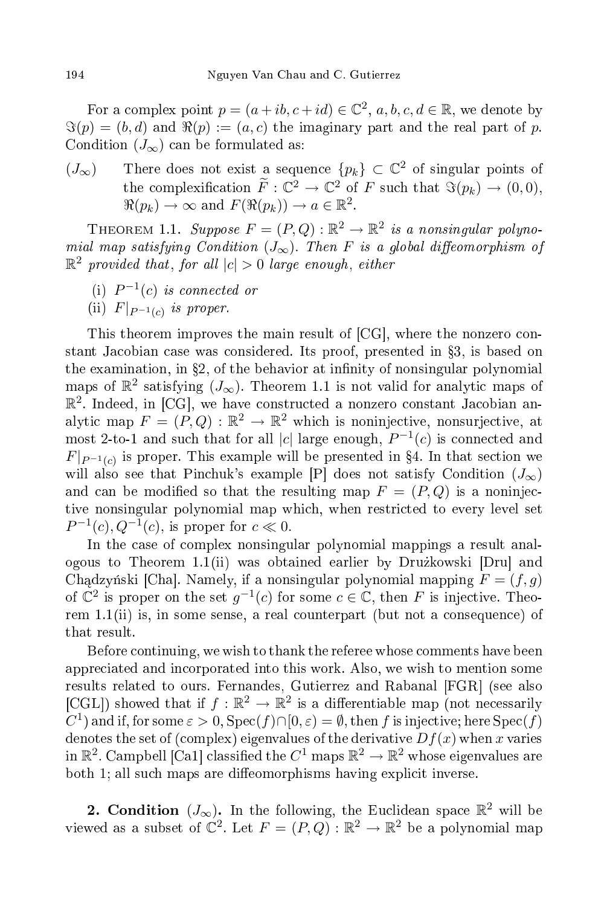For a complex point $p = (a + ib, c + id) \in \mathbb{C}^2$, $a, b, c, d \in \mathbb{R}$, we denote by $\Im(p) = (b, d)$ and $\Re(p) := (a, c)$ the imaginary part and the real part of $p$. Condition $(J_\infty)$ can be formulated as:

$(J_\infty)$ There does not exist a sequence $\{p_k\} \subset \mathbb{C}^2$ of singular points of the complexification $\widetilde{F} : \mathbb{C}^2 \to \mathbb{C}^2$ of $F$ such that $\Im(p_k) \to (0, 0)$, $\Re(p_k) \to \infty$ and $F(\Re(p_k)) \to a \in \mathbb{R}^2$.

THEOREM 1.1. *Suppose $F = (P, Q) : \mathbb{R}^2 \to \mathbb{R}^2$ is a nonsingular polynomial map satisfying Condition $(J_\infty)$. Then $F$ is a global diffeomorphism of $\mathbb{R}^2$ provided that, for all $|c| > 0$ large enough, either*

(i) *$P^{-1}(c)$ is connected or*

(ii) *$F|_{P^{-1}(c)}$ is proper.*

This theorem improves the main result of [CG], where the nonzero constant Jacobian case was considered. Its proof, presented in §3, is based on the examination, in §2, of the behavior at infinity of nonsingular polynomial maps of $\mathbb{R}^2$ satisfying $(J_\infty)$. Theorem 1.1 is not valid for analytic maps of $\mathbb{R}^2$. Indeed, in [CG], we have constructed a nonzero constant Jacobian analytic map $F = (P, Q) : \mathbb{R}^2 \to \mathbb{R}^2$ which is noninjective, nonsurjective, at most 2-to-1 and such that for all $|c|$ large enough, $P^{-1}(c)$ is connected and $F|_{P^{-1}(c)}$ is proper. This example will be presented in §4. In that section we will also see that Pinchuk's example [P] does not satisfy Condition $(J_\infty)$ and can be modified so that the resulting map $F = (P, Q)$ is a noninjective nonsingular polynomial map which, when restricted to every level set $P^{-1}(c), Q^{-1}(c)$, is proper for $c \ll 0$.

In the case of complex nonsingular polynomial mappings a result analogous to Theorem 1.1(ii) was obtained earlier by Drużkowski [Dru] and Chądzyński [Cha]. Namely, if a nonsingular polynomial mapping $F = (f, g)$ of $\mathbb{C}^2$ is proper on the set $g^{-1}(c)$ for some $c \in \mathbb{C}$, then $F$ is injective. Theorem 1.1(ii) is, in some sense, a real counterpart (but not a consequence) of that result.

Before continuing, we wish to thank the referee whose comments have been appreciated and incorporated into this work. Also, we wish to mention some results related to ours. Fernandes, Gutierrez and Rabanal [FGR] (see also [CGL]) showed that if $f : \mathbb{R}^2 \to \mathbb{R}^2$ is a differentiable map (not necessarily $C^1$) and if, for some $\varepsilon > 0$, $\mathrm{Spec}(f) \cap [0, \varepsilon) = \emptyset$, then $f$ is injective; here $\mathrm{Spec}(f)$ denotes the set of (complex) eigenvalues of the derivative $Df(x)$ when $x$ varies in $\mathbb{R}^2$. Campbell [Ca1] classified the $C^1$ maps $\mathbb{R}^2 \to \mathbb{R}^2$ whose eigenvalues are both 1; all such maps are diffeomorphisms having explicit inverse.

**2. Condition $(J_\infty)$.** In the following, the Euclidean space $\mathbb{R}^2$ will be viewed as a subset of $\mathbb{C}^2$. Let $F = (P, Q) : \mathbb{R}^2 \to \mathbb{R}^2$ be a polynomial map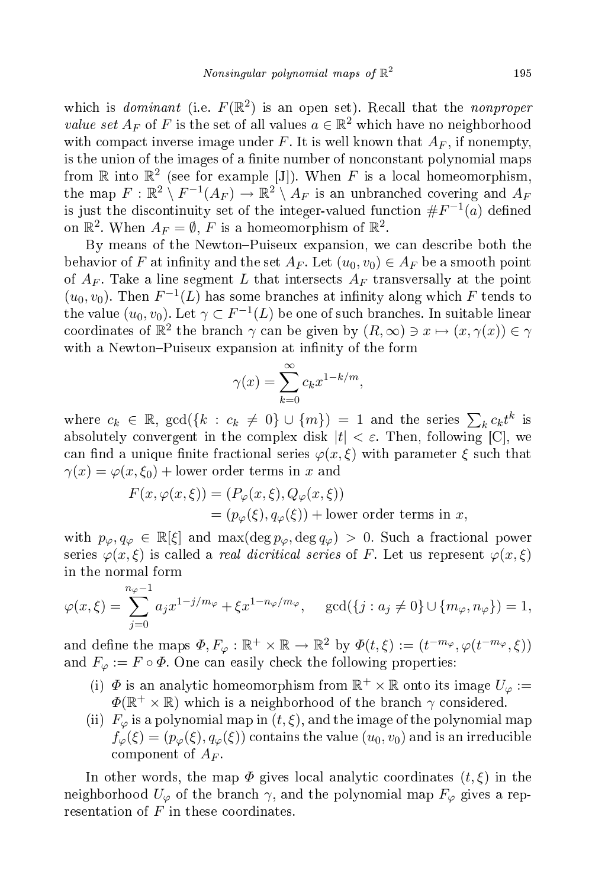which is *dominant* (i.e. $F(\mathbb{R}^2)$ is an open set). Recall that the *nonproper value set* $A_F$ of $F$ is the set of all values $a \in \mathbb{R}^2$ which have no neighborhood with compact inverse image under $F$. It is well known that $A_F$, if nonempty, is the union of the images of a finite number of nonconstant polynomial maps from $\mathbb{R}$ into $\mathbb{R}^2$ (see for example [J]). When $F$ is a local homeomorphism, the map $F : \mathbb{R}^2 \setminus F^{-1}(A_F) \to \mathbb{R}^2 \setminus A_F$ is an unbranched covering and $A_F$ is just the discontinuity set of the integer-valued function $\# F^{-1}(a)$ defined on $\mathbb{R}^2$. When $A_F = \emptyset$, $F$ is a homeomorphism of $\mathbb{R}^2$.

By means of the Newton–Puiseux expansion, we can describe both the behavior of $F$ at infinity and the set $A_F$. Let $(u_0, v_0) \in A_F$ be a smooth point of $A_F$. Take a line segment $L$ that intersects $A_F$ transversally at the point $(u_0, v_0)$. Then $F^{-1}(L)$ has some branches at infinity along which $F$ tends to the value $(u_0, v_0)$. Let $\gamma \subset F^{-1}(L)$ be one of such branches. In suitable linear coordinates of $\mathbb{R}^2$ the branch $\gamma$ can be given by $(R, \infty) \ni x \mapsto (x, \gamma(x)) \in \gamma$ with a Newton–Puiseux expansion at infinity of the form

$$\gamma(x) = \sum_{k=0}^{\infty} c_k x^{1-k/m},$$

where $c_k \in \mathbb{R}$, $\gcd(\{k : c_k \neq 0\} \cup \{m\}) = 1$ and the series $\sum_k c_k t^k$ is absolutely convergent in the complex disk $|t| < \varepsilon$. Then, following [C], we can find a unique finite fractional series $\varphi(x, \xi)$ with parameter $\xi$ such that $\gamma(x) = \varphi(x, \xi_0) +$ lower order terms in $x$ and

$$\begin{aligned} F(x, \varphi(x, \xi)) &= (P_\varphi(x, \xi), Q_\varphi(x, \xi)) \\ &= (p_\varphi(\xi), q_\varphi(\xi)) + \text{lower order terms in } x, \end{aligned}$$

with $p_\varphi, q_\varphi \in \mathbb{R}[\xi]$ and $\max(\deg p_\varphi, \deg q_\varphi) > 0$. Such a fractional power series $\varphi(x, \xi)$ is called a *real dicritical series* of $F$. Let us represent $\varphi(x, \xi)$ in the normal form

$$\varphi(x, \xi) = \sum_{j=0}^{n_\varphi - 1} a_j x^{1-j/m_\varphi} + \xi x^{1-n_\varphi/m_\varphi}, \quad \gcd(\{j : a_j \neq 0\} \cup \{m_\varphi, n_\varphi\}) = 1,$$

and define the maps $\Phi, F_\varphi : \mathbb{R}^+ \times \mathbb{R} \to \mathbb{R}^2$ by $\Phi(t, \xi) := (t^{-m_\varphi}, \varphi(t^{-m_\varphi}, \xi))$ and $F_\varphi := F \circ \Phi$. One can easily check the following properties:

(i) $\Phi$ is an analytic homeomorphism from $\mathbb{R}^+ \times \mathbb{R}$ onto its image $U_\varphi := \Phi(\mathbb{R}^+ \times \mathbb{R})$ which is a neighborhood of the branch $\gamma$ considered.

(ii) $F_\varphi$ is a polynomial map in $(t, \xi)$, and the image of the polynomial map $f_\varphi(\xi) = (p_\varphi(\xi), q_\varphi(\xi))$ contains the value $(u_0, v_0)$ and is an irreducible component of $A_F$.

In other words, the map $\Phi$ gives local analytic coordinates $(t, \xi)$ in the neighborhood $U_\varphi$ of the branch $\gamma$, and the polynomial map $F_\varphi$ gives a representation of $F$ in these coordinates.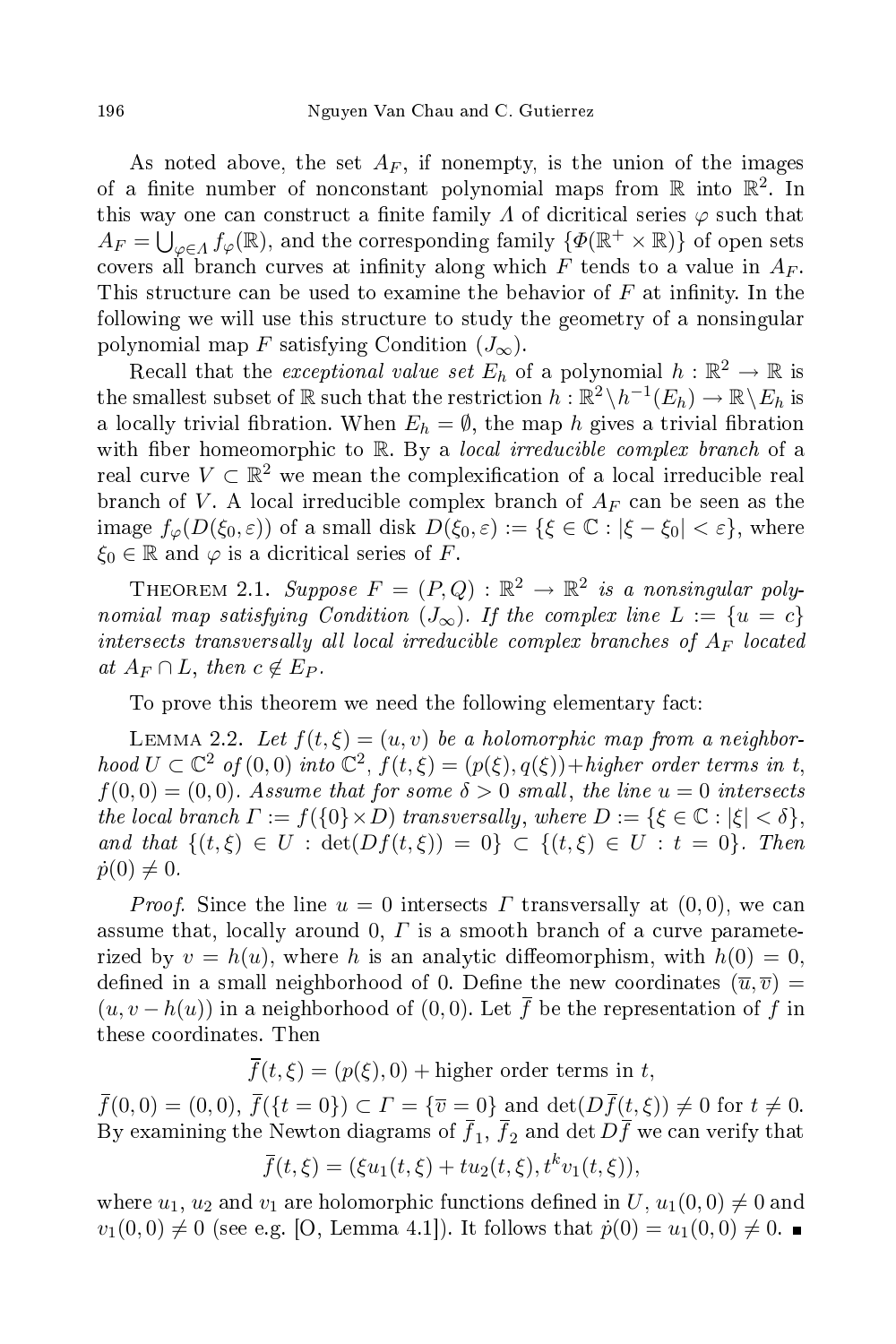As noted above, the set $A_F$, if nonempty, is the union of the images of a finite number of nonconstant polynomial maps from $\mathbb{R}$ into $\mathbb{R}^2$. In this way one can construct a finite family $\Lambda$ of dicritical series $\varphi$ such that $A_F = \bigcup_{\varphi\in\Lambda} f_\varphi(\mathbb{R})$, and the corresponding family $\{\Phi(\mathbb{R}^+ \times \mathbb{R})\}$ of open sets covers all branch curves at infinity along which $F$ tends to a value in $A_F$. This structure can be used to examine the behavior of $F$ at infinity. In the following we will use this structure to study the geometry of a nonsingular polynomial map $F$ satisfying Condition $(J_\infty)$.

Recall that the *exceptional value set* $E_h$ of a polynomial $h : \mathbb{R}^2 \to \mathbb{R}$ is the smallest subset of $\mathbb{R}$ such that the restriction $h : \mathbb{R}^2\setminus h^{-1}(E_h) \to \mathbb{R}\setminus E_h$ is a locally trivial fibration. When $E_h = \emptyset$, the map $h$ gives a trivial fibration with fiber homeomorphic to $\mathbb{R}$. By a *local irreducible complex branch* of a real curve $V \subset \mathbb{R}^2$ we mean the complexification of a local irreducible real branch of $V$. A local irreducible complex branch of $A_F$ can be seen as the image $f_\varphi(D(\xi_0, \varepsilon))$ of a small disk $D(\xi_0, \varepsilon) := \{\xi \in \mathbb{C} : |\xi - \xi_0| < \varepsilon\}$, where $\xi_0 \in \mathbb{R}$ and $\varphi$ is a dicritical series of $F$.

Theorem 2.1. *Suppose $F = (P, Q) : \mathbb{R}^2 \to \mathbb{R}^2$ is a nonsingular polynomial map satisfying Condition $(J_\infty)$. If the complex line $L := \{u = c\}$ intersects transversally all local irreducible complex branches of $A_F$ located at $A_F \cap L$, then $c \notin E_P$.*

To prove this theorem we need the following elementary fact:

Lemma 2.2. *Let $f(t, \xi) = (u, v)$ be a holomorphic map from a neighborhood $U \subset \mathbb{C}^2$ of $(0, 0)$ into $\mathbb{C}^2$, $f(t, \xi) = (p(\xi), q(\xi))+$higher order terms in $t$, $f(0, 0) = (0, 0)$. Assume that for some $\delta > 0$ small, the line $u = 0$ intersects the local branch $\Gamma := f(\{0\}\times D)$ transversally, where $D := \{\xi \in \mathbb{C} : |\xi| < \delta\}$, and that $\{(t, \xi) \in U : \det(Df(t, \xi)) = 0\} \subset \{(t, \xi) \in U : t = 0\}$. Then $\dot{p}(0) \neq 0$.*

*Proof.* Since the line $u = 0$ intersects $\Gamma$ transversally at $(0, 0)$, we can assume that, locally around $0$, $\Gamma$ is a smooth branch of a curve parameterized by $v = h(u)$, where $h$ is an analytic diffeomorphism, with $h(0) = 0$, defined in a small neighborhood of $0$. Define the new coordinates $(\overline{u}, \overline{v}) = (u, v - h(u))$ in a neighborhood of $(0, 0)$. Let $\overline{f}$ be the representation of $f$ in these coordinates. Then

$$\overline{f}(t, \xi) = (p(\xi), 0) + \text{higher order terms in } t,$$

$\overline{f}(0, 0) = (0, 0)$, $\overline{f}(\{t = 0\}) \subset \Gamma = \{\overline{v} = 0\}$ and $\det(D\overline{f}(t, \xi)) \neq 0$ for $t \neq 0$. By examining the Newton diagrams of $\overline{f}_1$, $\overline{f}_2$ and $\det D\overline{f}$ we can verify that

$$\overline{f}(t, \xi) = (\xi u_1(t, \xi) + t u_2(t, \xi), t^k v_1(t, \xi)),$$

where $u_1$, $u_2$ and $v_1$ are holomorphic functions defined in $U$, $u_1(0, 0) \neq 0$ and $v_1(0, 0) \neq 0$ (see e.g. [O, Lemma 4.1]). It follows that $\dot{p}(0) = u_1(0, 0) \neq 0$. ∎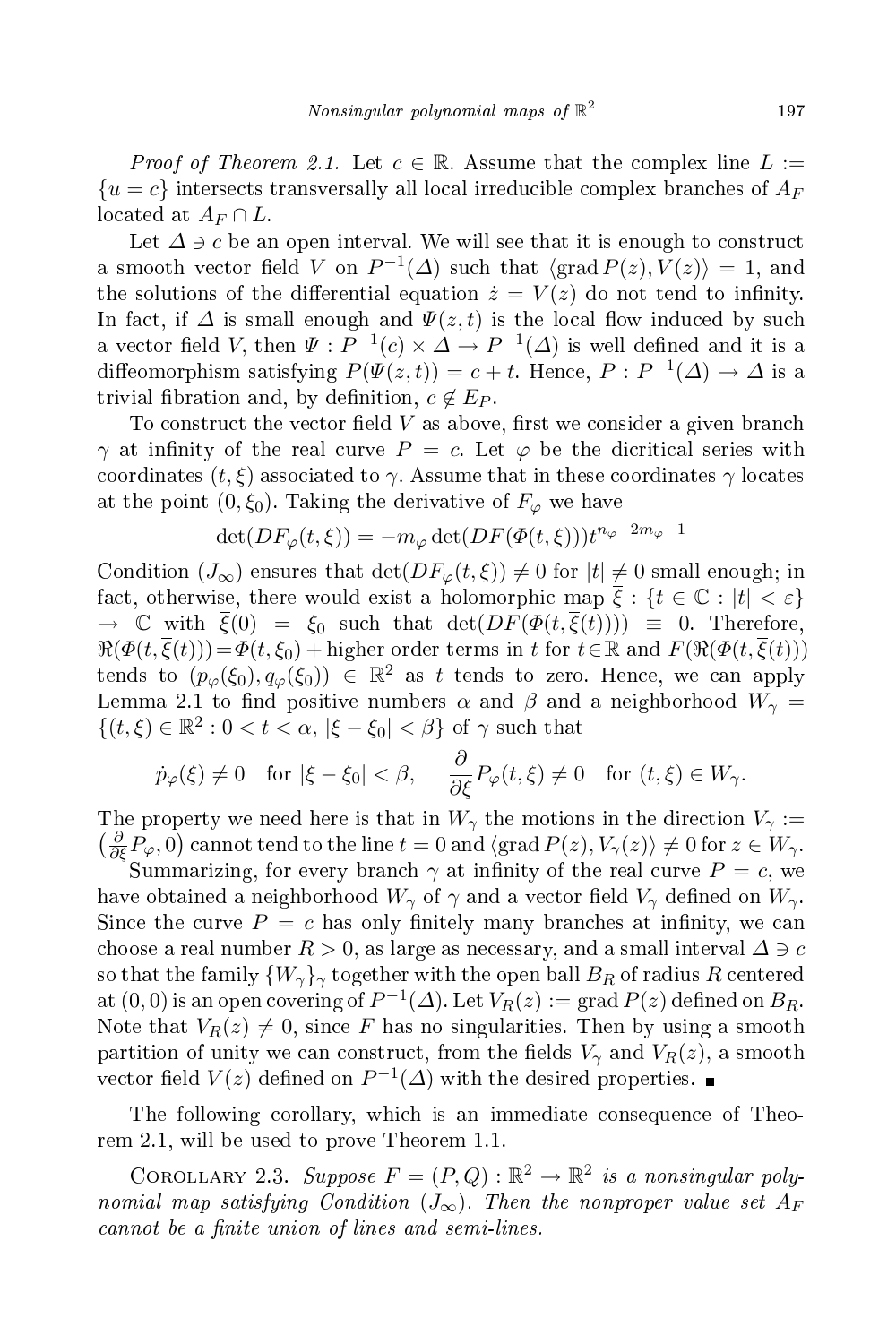*Proof of Theorem 2.1.* Let $c \in \mathbb{R}$. Assume that the complex line $L := \{u = c\}$ intersects transversally all local irreducible complex branches of $A_F$ located at $A_F \cap L$.

Let $\Delta \ni c$ be an open interval. We will see that it is enough to construct a smooth vector field $V$ on $P^{-1}(\Delta)$ such that $\langle \operatorname{grad} P(z), V(z) \rangle = 1$, and the solutions of the differential equation $\dot{z} = V(z)$ do not tend to infinity. In fact, if $\Delta$ is small enough and $\Psi(z,t)$ is the local flow induced by such a vector field $V$, then $\Psi : P^{-1}(c) \times \Delta \to P^{-1}(\Delta)$ is well defined and it is a diffeomorphism satisfying $P(\Psi(z,t)) = c + t$. Hence, $P : P^{-1}(\Delta) \to \Delta$ is a trivial fibration and, by definition, $c \notin E_P$.

To construct the vector field $V$ as above, first we consider a given branch $\gamma$ at infinity of the real curve $P = c$. Let $\varphi$ be the dicritical series with coordinates $(t, \xi)$ associated to $\gamma$. Assume that in these coordinates $\gamma$ locates at the point $(0, \xi_0)$. Taking the derivative of $F_\varphi$ we have

$$\det(DF_\varphi(t,\xi)) = -m_\varphi \det(DF(\Phi(t,\xi)))t^{n_\varphi - 2m_\varphi - 1}$$

Condition $(J_\infty)$ ensures that $\det(DF_\varphi(t,\xi)) \neq 0$ for $|t| \neq 0$ small enough; in fact, otherwise, there would exist a holomorphic map $\overline{\xi} : \{t \in \mathbb{C} : |t| < \varepsilon\} \to \mathbb{C}$ with $\overline{\xi}(0) = \xi_0$ such that $\det(DF(\Phi(t, \overline{\xi}(t)))) \equiv 0$. Therefore, $\Re(\Phi(t, \overline{\xi}(t))) = \Phi(t, \xi_0) +$ higher order terms in $t$ for $t \in \mathbb{R}$ and $F(\Re(\Phi(t, \overline{\xi}(t))))$ tends to $(p_\varphi(\xi_0), q_\varphi(\xi_0)) \in \mathbb{R}^2$ as $t$ tends to zero. Hence, we can apply Lemma 2.1 to find positive numbers $\alpha$ and $\beta$ and a neighborhood $W_\gamma = \{(t,\xi) \in \mathbb{R}^2 : 0 < t < \alpha,\ |\xi - \xi_0| < \beta\}$ of $\gamma$ such that

$$\dot{p}_\varphi(\xi) \neq 0 \quad \text{for } |\xi - \xi_0| < \beta, \qquad \frac{\partial}{\partial \xi} P_\varphi(t,\xi) \neq 0 \quad \text{for } (t,\xi) \in W_\gamma.$$

The property we need here is that in $W_\gamma$ the motions in the direction $V_\gamma := \left(\frac{\partial}{\partial \xi} P_\varphi, 0\right)$ cannot tend to the line $t = 0$ and $\langle \operatorname{grad} P(z), V_\gamma(z) \rangle \neq 0$ for $z \in W_\gamma$.

Summarizing, for every branch $\gamma$ at infinity of the real curve $P = c$, we have obtained a neighborhood $W_\gamma$ of $\gamma$ and a vector field $V_\gamma$ defined on $W_\gamma$. Since the curve $P = c$ has only finitely many branches at infinity, we can choose a real number $R > 0$, as large as necessary, and a small interval $\Delta \ni c$ so that the family $\{W_\gamma\}_\gamma$ together with the open ball $B_R$ of radius $R$ centered at $(0,0)$ is an open covering of $P^{-1}(\Delta)$. Let $V_R(z) := \operatorname{grad} P(z)$ defined on $B_R$. Note that $V_R(z) \neq 0$, since $F$ has no singularities. Then by using a smooth partition of unity we can construct, from the fields $V_\gamma$ and $V_R(z)$, a smooth vector field $V(z)$ defined on $P^{-1}(\Delta)$ with the desired properties. ∎

The following corollary, which is an immediate consequence of Theorem 2.1, will be used to prove Theorem 1.1.

Corollary 2.3. *Suppose $F = (P,Q) : \mathbb{R}^2 \to \mathbb{R}^2$ is a nonsingular polynomial map satisfying Condition $(J_\infty)$. Then the nonproper value set $A_F$ cannot be a finite union of lines and semi-lines.*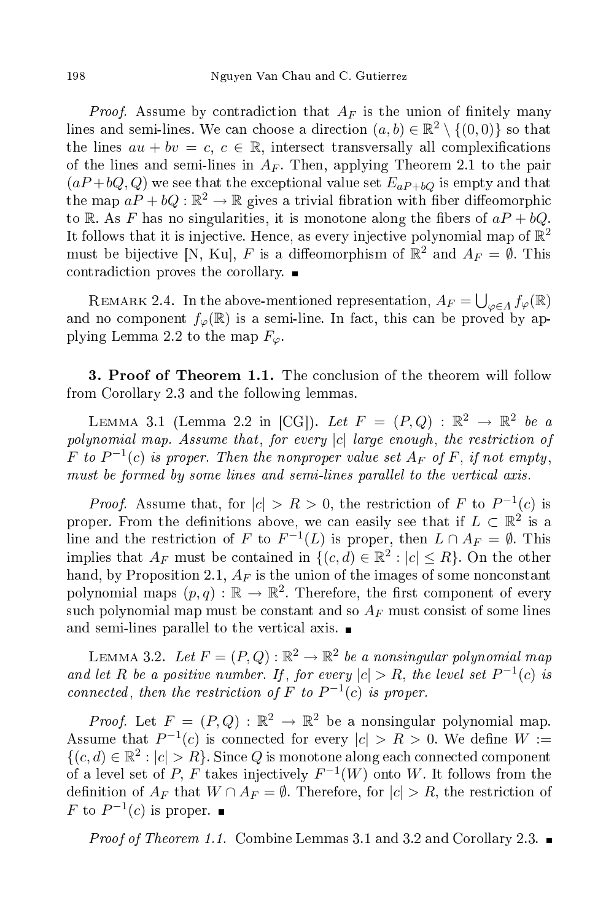*Proof.* Assume by contradiction that $A_F$ is the union of finitely many lines and semi-lines. We can choose a direction $(a, b) \in \mathbb{R}^2 \setminus \{(0, 0)\}$ so that the lines $au + bv = c$, $c \in \mathbb{R}$, intersect transversally all complexifications of the lines and semi-lines in $A_F$. Then, applying Theorem 2.1 to the pair $(aP + bQ, Q)$ we see that the exceptional value set $E_{aP+bQ}$ is empty and that the map $aP + bQ : \mathbb{R}^2 \to \mathbb{R}$ gives a trivial fibration with fiber diffeomorphic to $\mathbb{R}$. As $F$ has no singularities, it is monotone along the fibers of $aP + bQ$. It follows that it is injective. Hence, as every injective polynomial map of $\mathbb{R}^2$ must be bijective [N, Ku], $F$ is a diffeomorphism of $\mathbb{R}^2$ and $A_F = \emptyset$. This contradiction proves the corollary. ∎

REMARK 2.4. In the above-mentioned representation, $A_F = \bigcup_{\varphi \in \Lambda} f_\varphi(\mathbb{R})$ and no component $f_\varphi(\mathbb{R})$ is a semi-line. In fact, this can be proved by applying Lemma 2.2 to the map $F_\varphi$.

## 3. Proof of Theorem 1.1.

The conclusion of the theorem will follow from Corollary 2.3 and the following lemmas.

LEMMA 3.1 (Lemma 2.2 in [CG]). *Let $F = (P, Q) : \mathbb{R}^2 \to \mathbb{R}^2$ be a polynomial map. Assume that, for every $|c|$ large enough, the restriction of $F$ to $P^{-1}(c)$ is proper. Then the nonproper value set $A_F$ of $F$, if not empty, must be formed by some lines and semi-lines parallel to the vertical axis.*

*Proof.* Assume that, for $|c| > R > 0$, the restriction of $F$ to $P^{-1}(c)$ is proper. From the definitions above, we can easily see that if $L \subset \mathbb{R}^2$ is a line and the restriction of $F$ to $F^{-1}(L)$ is proper, then $L \cap A_F = \emptyset$. This implies that $A_F$ must be contained in $\{(c, d) \in \mathbb{R}^2 : |c| \leq R\}$. On the other hand, by Proposition 2.1, $A_F$ is the union of the images of some nonconstant polynomial maps $(p, q) : \mathbb{R} \to \mathbb{R}^2$. Therefore, the first component of every such polynomial map must be constant and so $A_F$ must consist of some lines and semi-lines parallel to the vertical axis. ∎

LEMMA 3.2. *Let $F = (P, Q) : \mathbb{R}^2 \to \mathbb{R}^2$ be a nonsingular polynomial map and let $R$ be a positive number. If, for every $|c| > R$, the level set $P^{-1}(c)$ is connected, then the restriction of $F$ to $P^{-1}(c)$ is proper.*

*Proof.* Let $F = (P, Q) : \mathbb{R}^2 \to \mathbb{R}^2$ be a nonsingular polynomial map. Assume that $P^{-1}(c)$ is connected for every $|c| > R > 0$. We define $W := \{(c, d) \in \mathbb{R}^2 : |c| > R\}$. Since $Q$ is monotone along each connected component of a level set of $P$, $F$ takes injectively $F^{-1}(W)$ onto $W$. It follows from the definition of $A_F$ that $W \cap A_F = \emptyset$. Therefore, for $|c| > R$, the restriction of $F$ to $P^{-1}(c)$ is proper. ∎

*Proof of Theorem 1.1.* Combine Lemmas 3.1 and 3.2 and Corollary 2.3. ∎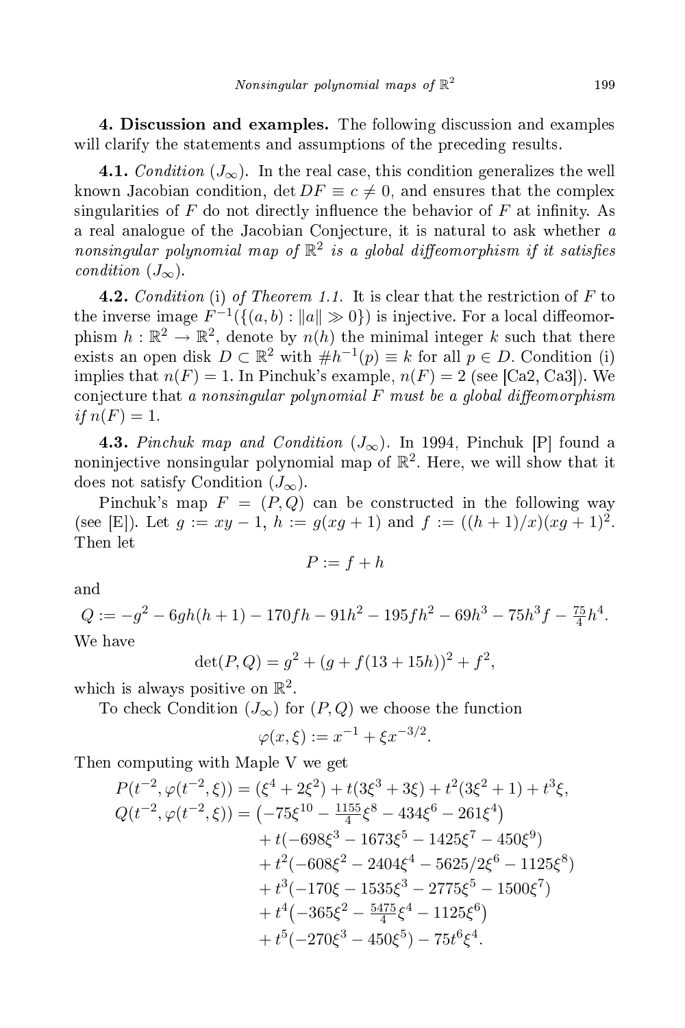**4. Discussion and examples.** The following discussion and examples will clarify the statements and assumptions of the preceding results.

**4.1.** *Condition* $(J_\infty)$. In the real case, this condition generalizes the well known Jacobian condition, $\det DF \equiv c \neq 0$, and ensures that the complex singularities of $F$ do not directly influence the behavior of $F$ at infinity. As a real analogue of the Jacobian Conjecture, it is natural to ask whether *a nonsingular polynomial map of* $\mathbb{R}^2$ *is a global diffeomorphism if it satisfies condition* $(J_\infty)$.

**4.2.** *Condition* (i) *of Theorem 1.1.* It is clear that the restriction of $F$ to the inverse image $F^{-1}(\{(a,b) : \|a\| \gg 0\})$ is injective. For a local diffeomorphism $h : \mathbb{R}^2 \to \mathbb{R}^2$, denote by $n(h)$ the minimal integer $k$ such that there exists an open disk $D \subset \mathbb{R}^2$ with $\# h^{-1}(p) \equiv k$ for all $p \in D$. Condition (i) implies that $n(F) = 1$. In Pinchuk's example, $n(F) = 2$ (see [Ca2, Ca3]). We conjecture that *a nonsingular polynomial $F$ must be a global diffeomorphism if $n(F) = 1$.*

**4.3.** *Pinchuk map and Condition* $(J_\infty)$. In 1994, Pinchuk [P] found a noninjective nonsingular polynomial map of $\mathbb{R}^2$. Here, we will show that it does not satisfy Condition $(J_\infty)$.

Pinchuk's map $F = (P,Q)$ can be constructed in the following way (see [E]). Let $g := xy - 1$, $h := g(xg+1)$ and $f := ((h+1)/x)(xg+1)^2$. Then let

$$P := f + h$$

and

$$Q := -g^2 - 6gh(h+1) - 170fh - 91h^2 - 195fh^2 - 69h^3 - 75h^3 f - \tfrac{75}{4}h^4.$$

We have

$$\det(P,Q) = g^2 + (g + f(13 + 15h))^2 + f^2,$$

which is always positive on $\mathbb{R}^2$.

To check Condition $(J_\infty)$ for $(P,Q)$ we choose the function

$$\varphi(x,\xi) := x^{-1} + \xi x^{-3/2}.$$

Then computing with Maple V we get

$$
\begin{aligned}
P(t^{-2}, \varphi(t^{-2},\xi)) &= (\xi^4 + 2\xi^2) + t(3\xi^3 + 3\xi) + t^2(3\xi^2 + 1) + t^3\xi, \\
Q(t^{-2}, \varphi(t^{-2},\xi)) &= \left(-75\xi^{10} - \tfrac{1155}{4}\xi^8 - 434\xi^6 - 261\xi^4\right) \\
&\quad + t(-698\xi^3 - 1673\xi^5 - 1425\xi^7 - 450\xi^9) \\
&\quad + t^2(-608\xi^2 - 2404\xi^4 - 5625/2\xi^6 - 1125\xi^8) \\
&\quad + t^3(-170\xi - 1535\xi^3 - 2775\xi^5 - 1500\xi^7) \\
&\quad + t^4\left(-365\xi^2 - \tfrac{5475}{4}\xi^4 - 1125\xi^6\right) \\
&\quad + t^5(-270\xi^3 - 450\xi^5) - 75t^6\xi^4.
\end{aligned}
$$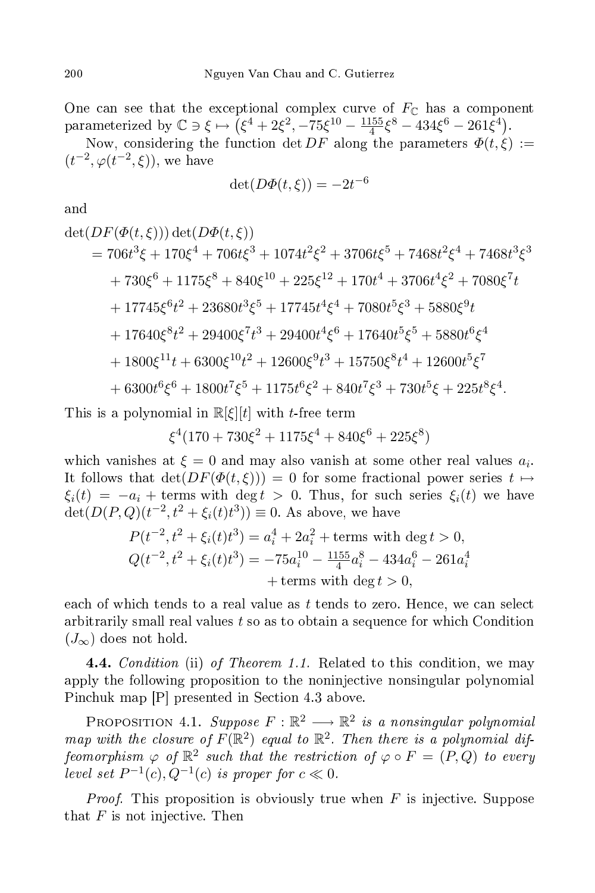One can see that the exceptional complex curve of $F_{\mathbb{C}}$ has a component parameterized by $\mathbb{C} \ni \xi \mapsto \left(\xi^4 + 2\xi^2, -75\xi^{10} - \frac{1155}{4}\xi^8 - 434\xi^6 - 261\xi^4\right)$.

Now, considering the function $\det DF$ along the parameters $\Phi(t,\xi) := (t^{-2}, \varphi(t^{-2},\xi))$, we have

$$\det(D\Phi(t,\xi)) = -2t^{-6}$$

and

$$\begin{aligned}
&\det(DF(\Phi(t,\xi)))\det(D\Phi(t,\xi)) \\
&\quad = 706t^3\xi + 170\xi^4 + 706t\xi^3 + 1074t^2\xi^2 + 3706t\xi^5 + 7468t^2\xi^4 + 7468t^3\xi^3 \\
&\qquad + 730\xi^6 + 1175\xi^8 + 840\xi^{10} + 225\xi^{12} + 170t^4 + 3706t^4\xi^2 + 7080\xi^7 t \\
&\qquad + 17745\xi^6 t^2 + 23680t^3\xi^5 + 17745t^4\xi^4 + 7080t^5\xi^3 + 5880\xi^9 t \\
&\qquad + 17640\xi^8 t^2 + 29400\xi^7 t^3 + 29400t^4\xi^6 + 17640t^5\xi^5 + 5880t^6\xi^4 \\
&\qquad + 1800\xi^{11} t + 6300\xi^{10} t^2 + 12600\xi^9 t^3 + 15750\xi^8 t^4 + 12600t^5\xi^7 \\
&\qquad + 6300t^6\xi^6 + 1800t^7\xi^5 + 1175t^6\xi^2 + 840t^7\xi^3 + 730t^5\xi + 225t^8\xi^4.
\end{aligned}$$

This is a polynomial in $\mathbb{R}[\xi][t]$ with $t$-free term

$$\xi^4(170 + 730\xi^2 + 1175\xi^4 + 840\xi^6 + 225\xi^8)$$

which vanishes at $\xi = 0$ and may also vanish at some other real values $a_i$. It follows that $\det(DF(\Phi(t,\xi))) = 0$ for some fractional power series $t \mapsto \xi_i(t) = -a_i + \text{terms with } \deg t > 0$. Thus, for such series $\xi_i(t)$ we have $\det(D(P,Q)(t^{-2}, t^2 + \xi_i(t)t^3)) \equiv 0$. As above, we have

$$\begin{aligned}
P(t^{-2}, t^2 + \xi_i(t)t^3) &= a_i^4 + 2a_i^2 + \text{terms with } \deg t > 0, \\
Q(t^{-2}, t^2 + \xi_i(t)t^3) &= -75a_i^{10} - \tfrac{1155}{4}a_i^8 - 434a_i^6 - 261a_i^4 \\
&\qquad + \text{terms with } \deg t > 0,
\end{aligned}$$

each of which tends to a real value as $t$ tends to zero. Hence, we can select arbitrarily small real values $t$ so as to obtain a sequence for which Condition $(J_\infty)$ does not hold.

**4.4.** *Condition* (ii) *of Theorem 1.1.* Related to this condition, we may apply the following proposition to the noninjective nonsingular polynomial Pinchuk map [P] presented in Section 4.3 above.

PROPOSITION 4.1. *Suppose $F : \mathbb{R}^2 \longrightarrow \mathbb{R}^2$ is a nonsingular polynomial map with the closure of $F(\mathbb{R}^2)$ equal to $\mathbb{R}^2$. Then there is a polynomial diffeomorphism $\varphi$ of $\mathbb{R}^2$ such that the restriction of $\varphi \circ F = (P,Q)$ to every level set $P^{-1}(c), Q^{-1}(c)$ is proper for $c \ll 0$.*

*Proof.* This proposition is obviously true when $F$ is injective. Suppose that $F$ is not injective. Then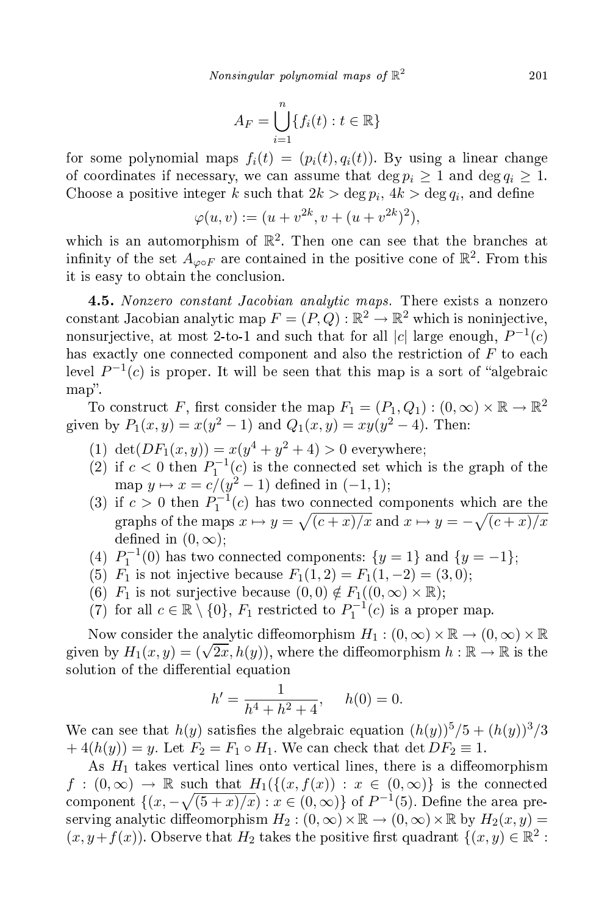$$A_F = \bigcup_{i=1}^{n} \{f_i(t) : t \in \mathbb{R}\}$$

for some polynomial maps $f_i(t) = (p_i(t), q_i(t))$. By using a linear change of coordinates if necessary, we can assume that $\deg p_i \geq 1$ and $\deg q_i \geq 1$. Choose a positive integer $k$ such that $2k > \deg p_i$, $4k > \deg q_i$, and define

$$\varphi(u, v) := (u + v^{2k}, v + (u + v^{2k})^2),$$

which is an automorphism of $\mathbb{R}^2$. Then one can see that the branches at infinity of the set $A_{\varphi \circ F}$ are contained in the positive cone of $\mathbb{R}^2$. From this it is easy to obtain the conclusion.

**4.5.** *Nonzero constant Jacobian analytic maps.* There exists a nonzero constant Jacobian analytic map $F = (P, Q) : \mathbb{R}^2 \to \mathbb{R}^2$ which is noninjective, nonsurjective, at most 2-to-1 and such that for all $|c|$ large enough, $P^{-1}(c)$ has exactly one connected component and also the restriction of $F$ to each level $P^{-1}(c)$ is proper. It will be seen that this map is a sort of "algebraic map".

To construct $F$, first consider the map $F_1 = (P_1, Q_1) : (0, \infty) \times \mathbb{R} \to \mathbb{R}^2$ given by $P_1(x, y) = x(y^2 - 1)$ and $Q_1(x, y) = xy(y^2 - 4)$. Then:

(1) $\det(DF_1(x, y)) = x(y^4 + y^2 + 4) > 0$ everywhere;
(2) if $c < 0$ then $P_1^{-1}(c)$ is the connected set which is the graph of the map $y \mapsto x = c/(y^2 - 1)$ defined in $(-1, 1)$;
(3) if $c > 0$ then $P_1^{-1}(c)$ has two connected components which are the graphs of the maps $x \mapsto y = \sqrt{(c + x)/x}$ and $x \mapsto y = -\sqrt{(c + x)/x}$ defined in $(0, \infty)$;
(4) $P_1^{-1}(0)$ has two connected components: $\{y = 1\}$ and $\{y = -1\}$;
(5) $F_1$ is not injective because $F_1(1, 2) = F_1(1, -2) = (3, 0)$;
(6) $F_1$ is not surjective because $(0, 0) \notin F_1((0, \infty) \times \mathbb{R})$;
(7) for all $c \in \mathbb{R} \setminus \{0\}$, $F_1$ restricted to $P_1^{-1}(c)$ is a proper map.

Now consider the analytic diffeomorphism $H_1 : (0, \infty) \times \mathbb{R} \to (0, \infty) \times \mathbb{R}$ given by $H_1(x, y) = (\sqrt{2x}, h(y))$, where the diffeomorphism $h : \mathbb{R} \to \mathbb{R}$ is the solution of the differential equation

$$h' = \frac{1}{h^4 + h^2 + 4}, \qquad h(0) = 0.$$

We can see that $h(y)$ satisfies the algebraic equation $(h(y))^5/5 + (h(y))^3/3 + 4(h(y)) = y$. Let $F_2 = F_1 \circ H_1$. We can check that $\det DF_2 \equiv 1$.

As $H_1$ takes vertical lines onto vertical lines, there is a diffeomorphism $f : (0, \infty) \to \mathbb{R}$ such that $H_1(\{(x, f(x)) : x \in (0, \infty)\}$ is the connected component $\{(x, -\sqrt{(5 + x)/x}) : x \in (0, \infty)\}$ of $P^{-1}(5)$. Define the area preserving analytic diffeomorphism $H_2 : (0, \infty) \times \mathbb{R} \to (0, \infty) \times \mathbb{R}$ by $H_2(x, y) = (x, y + f(x))$. Observe that $H_2$ takes the positive first quadrant $\{(x, y) \in \mathbb{R}^2 :$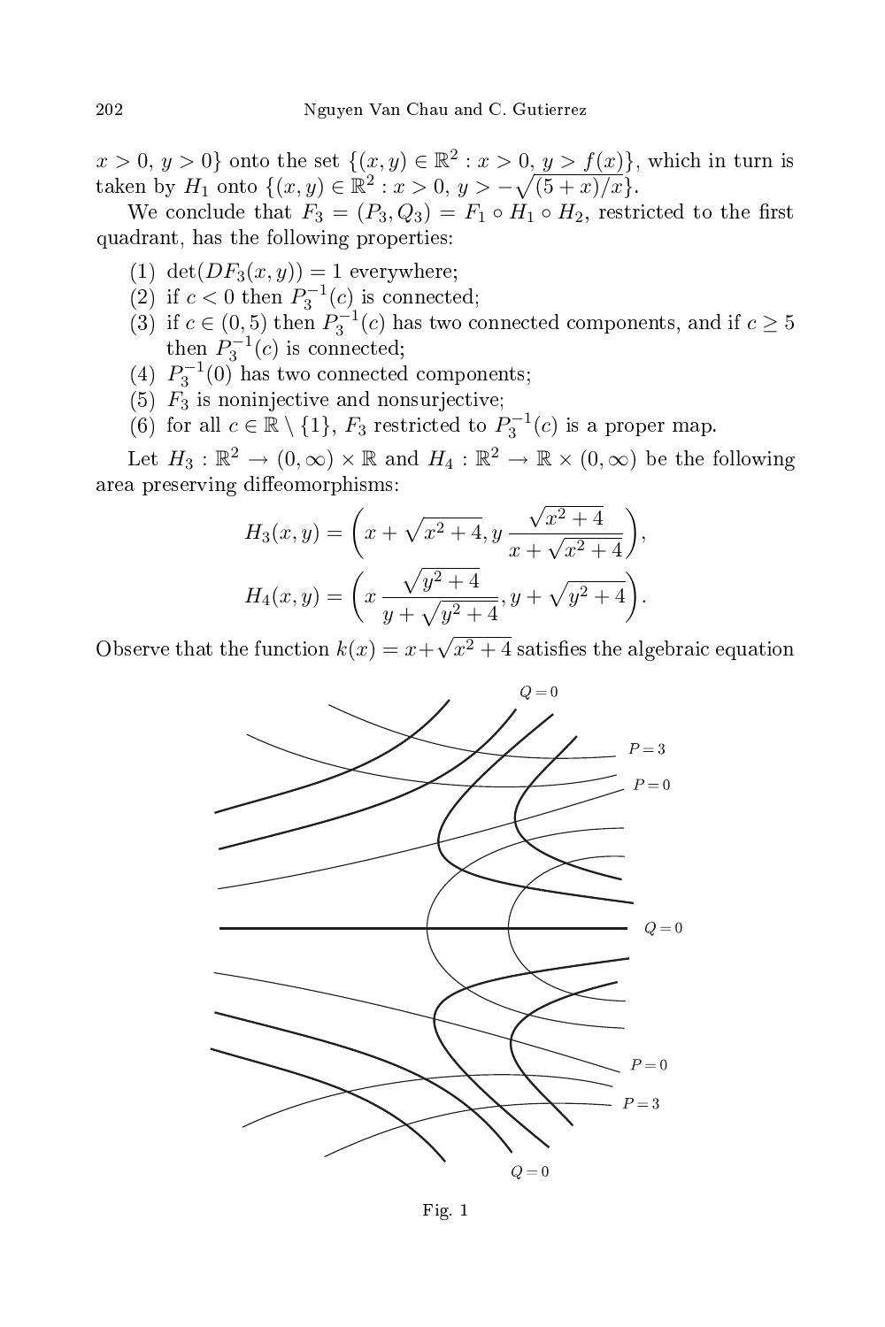$x > 0,\ y > 0\}$ onto the set $\{(x, y) \in \mathbb{R}^2 : x > 0,\ y > f(x)\}$, which in turn is taken by $H_1$ onto $\{(x, y) \in \mathbb{R}^2 : x > 0,\ y > -\sqrt{(5 + x)/x}\}$.

We conclude that $F_3 = (P_3, Q_3) = F_1 \circ H_1 \circ H_2$, restricted to the first quadrant, has the following properties:

(1) $\det(DF_3(x, y)) = 1$ everywhere;
(2) if $c < 0$ then $P_3^{-1}(c)$ is connected;
(3) if $c \in (0, 5)$ then $P_3^{-1}(c)$ has two connected components, and if $c \geq 5$ then $P_3^{-1}(c)$ is connected;
(4) $P_3^{-1}(0)$ has two connected components;
(5) $F_3$ is noninjective and nonsurjective;
(6) for all $c \in \mathbb{R} \setminus \{1\}$, $F_3$ restricted to $P_3^{-1}(c)$ is a proper map.

Let $H_3 : \mathbb{R}^2 \to (0, \infty) \times \mathbb{R}$ and $H_4 : \mathbb{R}^2 \to \mathbb{R} \times (0, \infty)$ be the following area preserving diffeomorphisms:

$$H_3(x, y) = \left(x + \sqrt{x^2 + 4},\ y\,\frac{\sqrt{x^2 + 4}}{x + \sqrt{x^2 + 4}}\right),$$

$$H_4(x, y) = \left(x\,\frac{\sqrt{y^2 + 4}}{y + \sqrt{y^2 + 4}},\ y + \sqrt{y^2 + 4}\right).$$

Observe that the function $k(x) = x + \sqrt{x^2 + 4}$ satisfies the algebraic equation

Fig. 1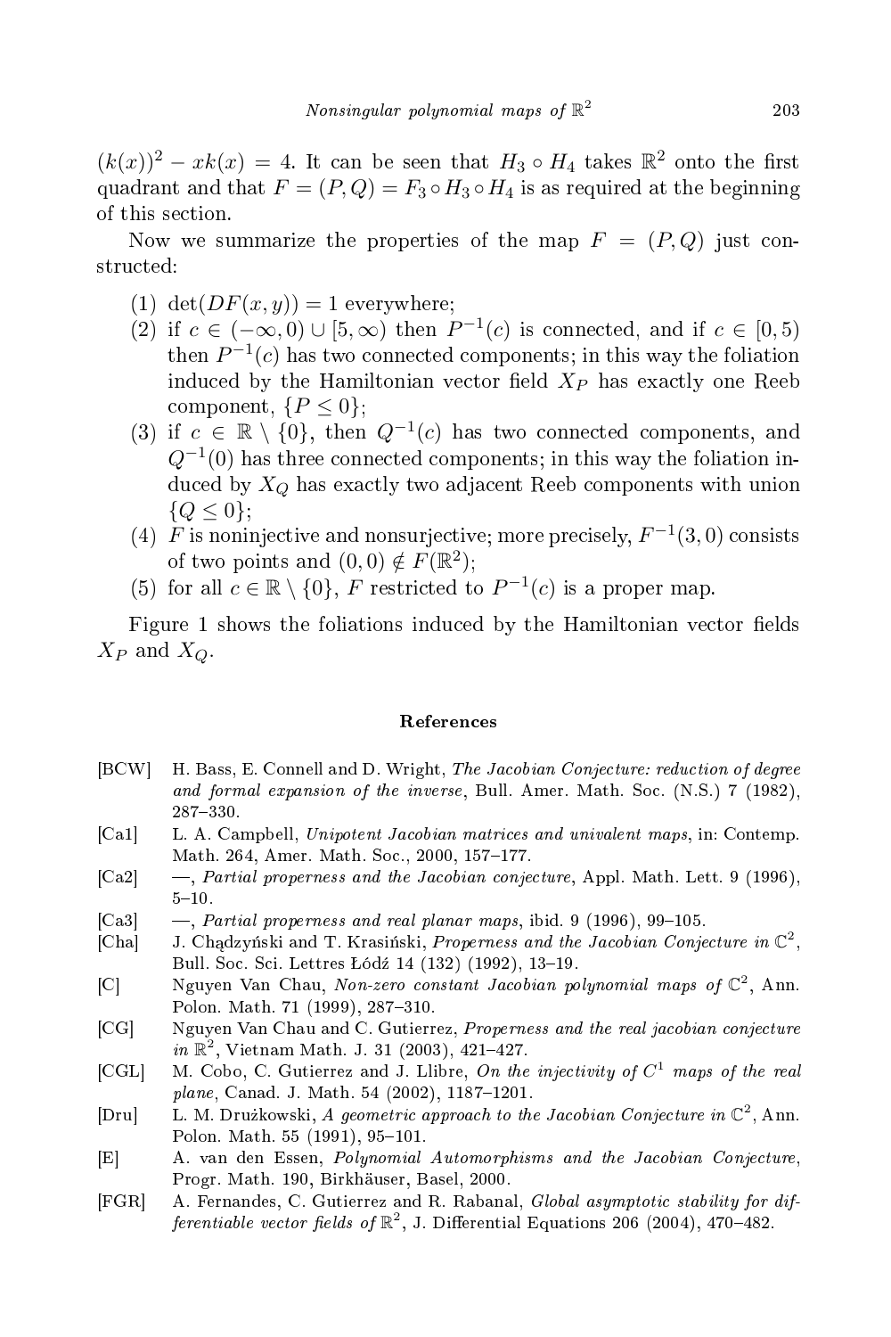$(k(x))^2 - xk(x) = 4$. It can be seen that $H_3 \circ H_4$ takes $\mathbb{R}^2$ onto the first quadrant and that $F = (P, Q) = F_3 \circ H_3 \circ H_4$ is as required at the beginning of this section.

Now we summarize the properties of the map $F = (P, Q)$ just constructed:

1. $\det(DF(x, y)) = 1$ everywhere;
2. if $c \in (-\infty, 0) \cup [5, \infty)$ then $P^{-1}(c)$ is connected, and if $c \in [0, 5)$ then $P^{-1}(c)$ has two connected components; in this way the foliation induced by the Hamiltonian vector field $X_P$ has exactly one Reeb component, $\{P \le 0\}$;
3. if $c \in \mathbb{R} \setminus \{0\}$, then $Q^{-1}(c)$ has two connected components, and $Q^{-1}(0)$ has three connected components; in this way the foliation induced by $X_Q$ has exactly two adjacent Reeb components with union $\{Q \le 0\}$;
4. $F$ is noninjective and nonsurjective; more precisely, $F^{-1}(3, 0)$ consists of two points and $(0, 0) \notin F(\mathbb{R}^2)$;
5. for all $c \in \mathbb{R} \setminus \{0\}$, $F$ restricted to $P^{-1}(c)$ is a proper map.

Figure 1 shows the foliations induced by the Hamiltonian vector fields $X_P$ and $X_Q$.

## References

[BCW] H. Bass, E. Connell and D. Wright, *The Jacobian Conjecture: reduction of degree and formal expansion of the inverse*, Bull. Amer. Math. Soc. (N.S.) 7 (1982), 287–330.

[Ca1] L. A. Campbell, *Unipotent Jacobian matrices and univalent maps*, in: Contemp. Math. 264, Amer. Math. Soc., 2000, 157–177.

[Ca2] —, *Partial properness and the Jacobian conjecture*, Appl. Math. Lett. 9 (1996), 5–10.

[Ca3] —, *Partial properness and real planar maps*, ibid. 9 (1996), 99–105.

[Cha] J. Chądzyński and T. Krasiński, *Properness and the Jacobian Conjecture in* $\mathbb{C}^2$, Bull. Soc. Sci. Lettres Łódź 14 (132) (1992), 13–19.

[C] Nguyen Van Chau, *Non-zero constant Jacobian polynomial maps of* $\mathbb{C}^2$, Ann. Polon. Math. 71 (1999), 287–310.

[CG] Nguyen Van Chau and C. Gutierrez, *Properness and the real jacobian conjecture in* $\mathbb{R}^2$, Vietnam Math. J. 31 (2003), 421–427.

[CGL] M. Cobo, C. Gutierrez and J. Llibre, *On the injectivity of* $C^1$ *maps of the real plane*, Canad. J. Math. 54 (2002), 1187–1201.

[Dru] L. M. Drużkowski, *A geometric approach to the Jacobian Conjecture in* $\mathbb{C}^2$, Ann. Polon. Math. 55 (1991), 95–101.

[E] A. van den Essen, *Polynomial Automorphisms and the Jacobian Conjecture*, Progr. Math. 190, Birkhäuser, Basel, 2000.

[FGR] A. Fernandes, C. Gutierrez and R. Rabanal, *Global asymptotic stability for differentiable vector fields of* $\mathbb{R}^2$, J. Differential Equations 206 (2004), 470–482.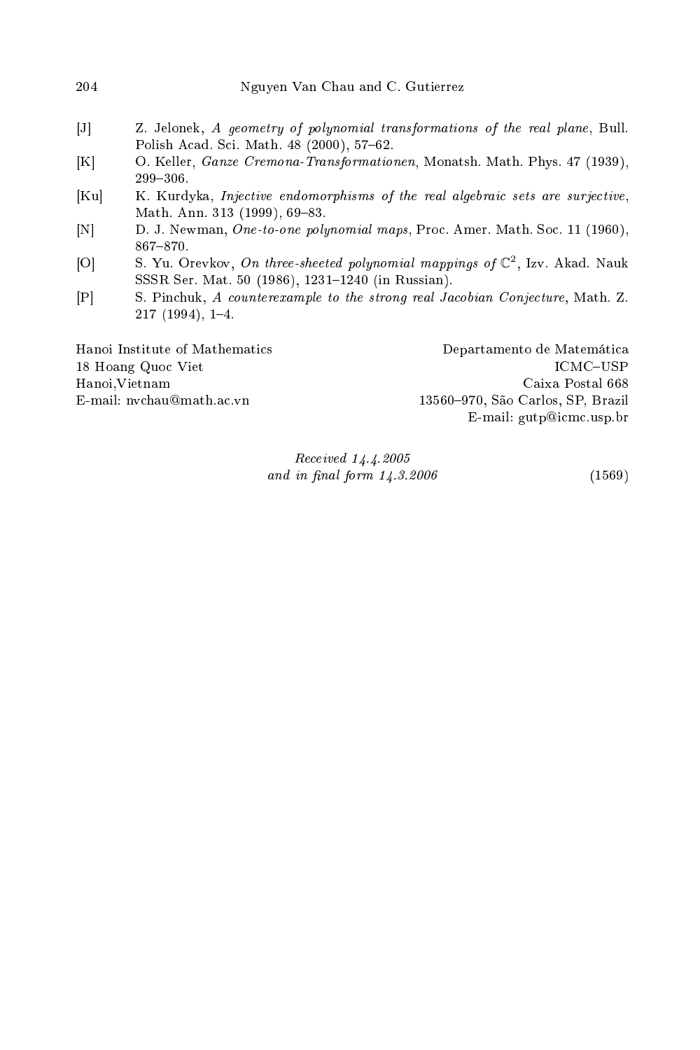[J] Z. Jelonek, *A geometry of polynomial transformations of the real plane*, Bull. Polish Acad. Sci. Math. 48 (2000), 57–62.

[K] O. Keller, *Ganze Cremona-Transformationen*, Monatsh. Math. Phys. 47 (1939), 299–306.

[Ku] K. Kurdyka, *Injective endomorphisms of the real algebraic sets are surjective*, Math. Ann. 313 (1999), 69–83.

[N] D. J. Newman, *One-to-one polynomial maps*, Proc. Amer. Math. Soc. 11 (1960), 867–870.

[O] S. Yu. Orevkov, *On three-sheeted polynomial mappings of* $\mathbb{C}^2$, Izv. Akad. Nauk SSSR Ser. Mat. 50 (1986), 1231–1240 (in Russian).

[P] S. Pinchuk, *A counterexample to the strong real Jacobian Conjecture*, Math. Z. 217 (1994), 1–4.

Hanoi Institute of Mathematics
18 Hoang Quoc Viet
Hanoi,Vietnam
E-mail: nvchau@math.ac.vn

Departamento de Matemática
ICMC–USP
Caixa Postal 668
13560–970, São Carlos, SP, Brazil
E-mail: gutp@icmc.usp.br

*Received 14.4.2005*
*and in final form 14.3.2006* (1569)